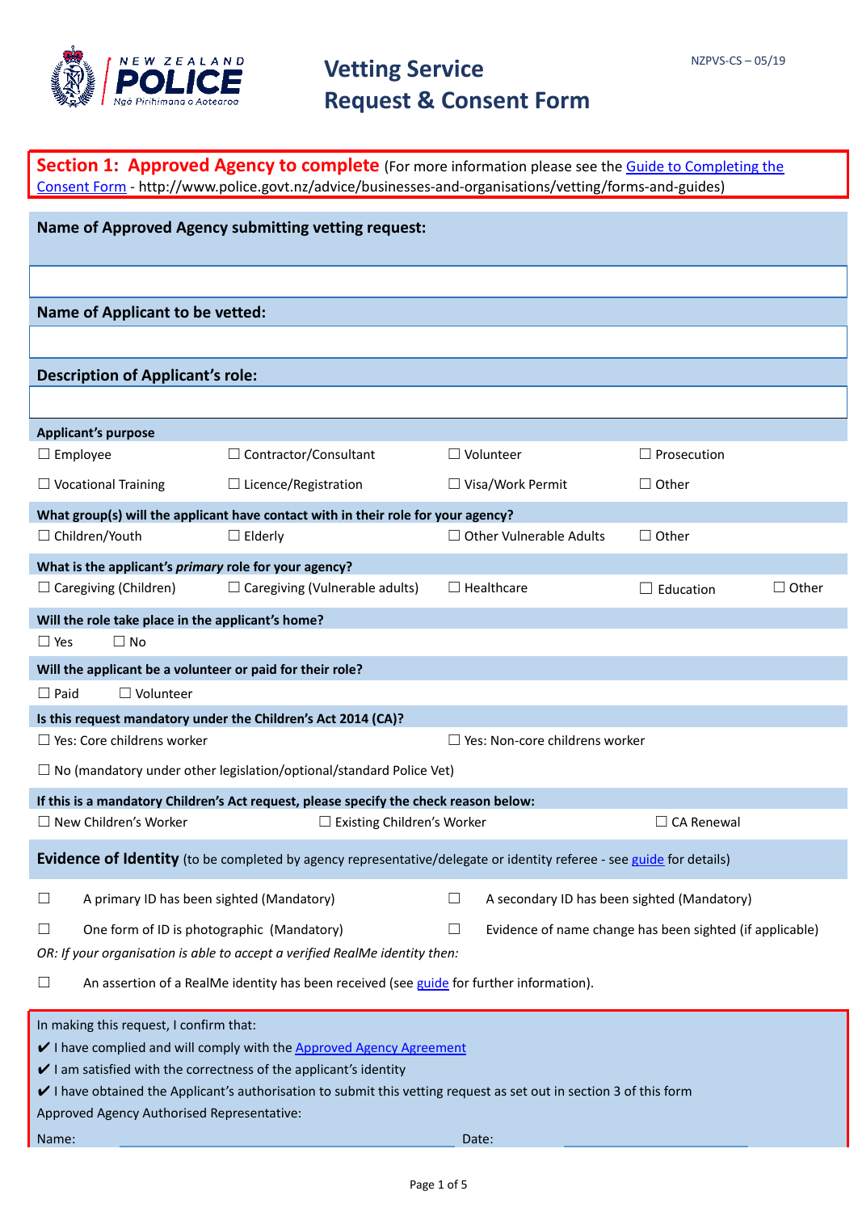NEW ZEALAND POLICE
Ngā Pirihimana o Aotearoa

# Vetting Service Request & Consent Form

NZPVS-CS – 05/19

## Section 1: Approved Agency to complete

(For more information please see the [Guide to Completing the Consent Form](http://www.police.govt.nz/advice/businesses-and-organisations/vetting/forms-and-guides) - http://www.police.govt.nz/advice/businesses-and-organisations/vetting/forms-and-guides)

**Name of Approved Agency submitting vetting request:**

**Name of Applicant to be vetted:**

**Description of Applicant's role:**

**Applicant's purpose**

☐ Employee ☐ Contractor/Consultant ☐ Volunteer ☐ Prosecution

☐ Vocational Training ☐ Licence/Registration ☐ Visa/Work Permit ☐ Other

**What group(s) will the applicant have contact with in their role for your agency?**

☐ Children/Youth ☐ Elderly ☐ Other Vulnerable Adults ☐ Other

**What is the applicant's *primary* role for your agency?**

☐ Caregiving (Children) ☐ Caregiving (Vulnerable adults) ☐ Healthcare ☐ Education ☐ Other

**Will the role take place in the applicant's home?**

☐ Yes ☐ No

**Will the applicant be a volunteer or paid for their role?**

☐ Paid ☐ Volunteer

**Is this request mandatory under the Children's Act 2014 (CA)?**

☐ Yes: Core childrens worker ☐ Yes: Non-core childrens worker

☐ No (mandatory under other legislation/optional/standard Police Vet)

**If this is a mandatory Children's Act request, please specify the check reason below:**

☐ New Children's Worker ☐ Existing Children's Worker ☐ CA Renewal

### Evidence of Identity

(to be completed by agency representative/delegate or identity referee - see guide for details)

☐ A primary ID has been sighted (Mandatory) ☐ A secondary ID has been sighted (Mandatory)

☐ One form of ID is photographic (Mandatory) ☐ Evidence of name change has been sighted (if applicable)

*OR: If your organisation is able to accept a verified RealMe identity then:*

☐ An assertion of a RealMe identity has been received (see guide for further information).

In making this request, I confirm that:

✔ I have complied and will comply with the Approved Agency Agreement

✔ I am satisfied with the correctness of the applicant's identity

✔ I have obtained the Applicant's authorisation to submit this vetting request as set out in section 3 of this form

Approved Agency Authorised Representative:

Name: ______________________ Date: ______________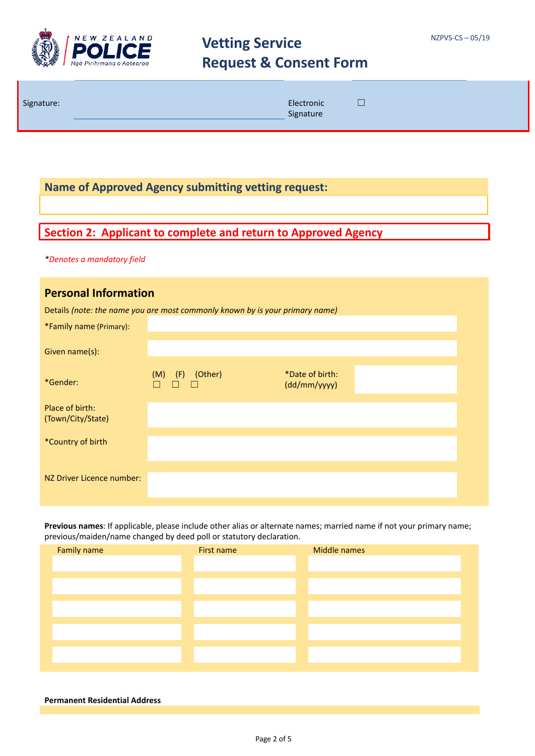Signature: ____________________ Electronic Signature ☐

## Name of Approved Agency submitting vetting request:

## Section 2: Applicant to complete and return to Approved Agency

*\*Denotes a mandatory field*

### Personal Information

Details *(note: the name you are most commonly known by is your primary name)*

| | | | |
|---|---|---|---|
| *Family name (Primary): | | | |
| Given name(s): | | | |
| *Gender: | (M) ☐ (F) ☐ (Other) ☐ | *Date of birth: (dd/mm/yyyy) | |
| Place of birth: (Town/City/State) | | | |
| *Country of birth | | | |
| NZ Driver Licence number: | | | |

**Previous names**: If applicable, please include other alias or alternate names; married name if not your primary name; previous/maiden/name changed by deed poll or statutory declaration.

| Family name | First name | Middle names |
|---|---|---|
| | | |
| | | |
| | | |
| | | |
| | | |

**Permanent Residential Address**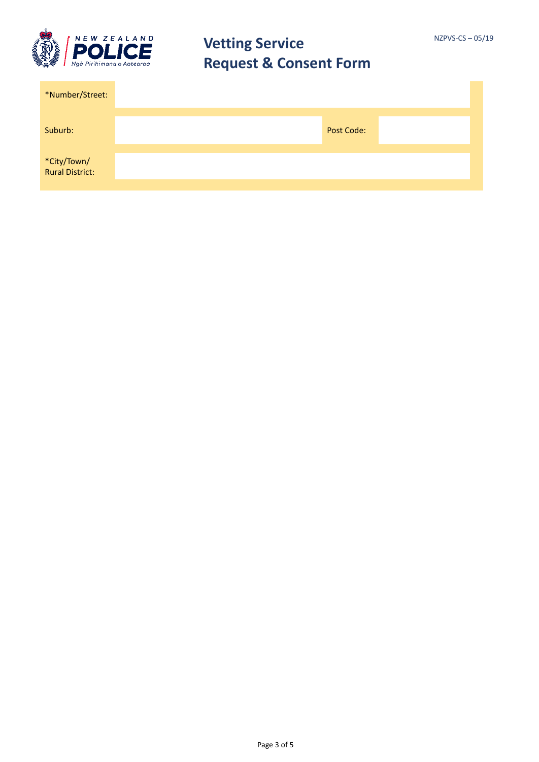| *Number/Street: | | | |
|---|---|---|---|
| Suburb: | | Post Code: | |
| *City/Town/ Rural District: | | | |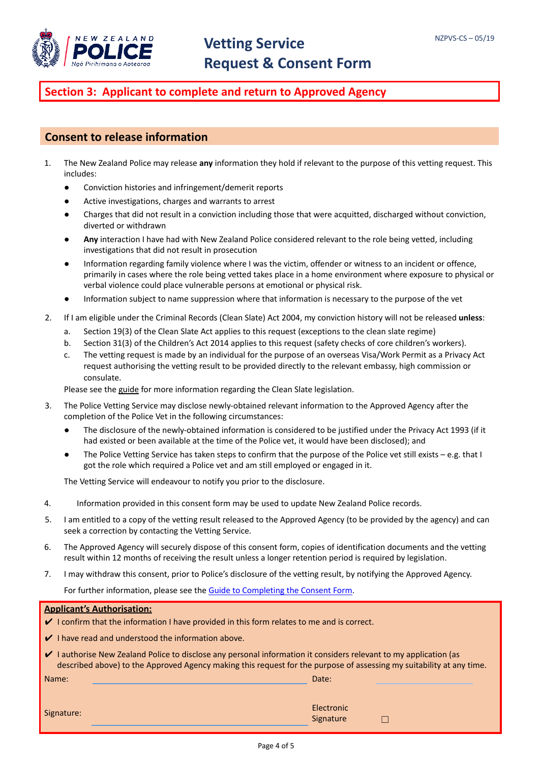# Vetting Service Request & Consent Form

NZPVS-CS – 05/19

## Section 3: Applicant to complete and return to Approved Agency

### Consent to release information

1. The New Zealand Police may release **any** information they hold if relevant to the purpose of this vetting request. This includes:
   - Conviction histories and infringement/demerit reports
   - Active investigations, charges and warrants to arrest
   - Charges that did not result in a conviction including those that were acquitted, discharged without conviction, diverted or withdrawn
   - **Any** interaction I have had with New Zealand Police considered relevant to the role being vetted, including investigations that did not result in prosecution
   - Information regarding family violence where I was the victim, offender or witness to an incident or offence, primarily in cases where the role being vetted takes place in a home environment where exposure to physical or verbal violence could place vulnerable persons at emotional or physical risk.
   - Information subject to name suppression where that information is necessary to the purpose of the vet
2. If I am eligible under the Criminal Records (Clean Slate) Act 2004, my conviction history will not be released **unless**:
   a. Section 19(3) of the Clean Slate Act applies to this request (exceptions to the clean slate regime)
   b. Section 31(3) of the Children's Act 2014 applies to this request (safety checks of core children's workers).
   c. The vetting request is made by an individual for the purpose of an overseas Visa/Work Permit as a Privacy Act request authorising the vetting result to be provided directly to the relevant embassy, high commission or consulate.

   Please see the guide for more information regarding the Clean Slate legislation.
3. The Police Vetting Service may disclose newly-obtained relevant information to the Approved Agency after the completion of the Police Vet in the following circumstances:
   - The disclosure of the newly-obtained information is considered to be justified under the Privacy Act 1993 (if it had existed or been available at the time of the Police vet, it would have been disclosed); and
   - The Police Vetting Service has taken steps to confirm that the purpose of the Police vet still exists – e.g. that I got the role which required a Police vet and am still employed or engaged in it.

   The Vetting Service will endeavour to notify you prior to the disclosure.
4. Information provided in this consent form may be used to update New Zealand Police records.
5. I am entitled to a copy of the vetting result released to the Approved Agency (to be provided by the agency) and can seek a correction by contacting the Vetting Service.
6. The Approved Agency will securely dispose of this consent form, copies of identification documents and the vetting result within 12 months of receiving the result unless a longer retention period is required by legislation.
7. I may withdraw this consent, prior to Police's disclosure of the vetting result, by notifying the Approved Agency.

   For further information, please see the Guide to Completing the Consent Form.

**Applicant's Authorisation:**

✔ I confirm that the information I have provided in this form relates to me and is correct.

✔ I have read and understood the information above.

✔ I authorise New Zealand Police to disclose any personal information it considers relevant to my application (as described above) to the Approved Agency making this request for the purpose of assessing my suitability at any time.

Name: ______________________ Date: ______________

Signature: ______________________ Electronic Signature ☐